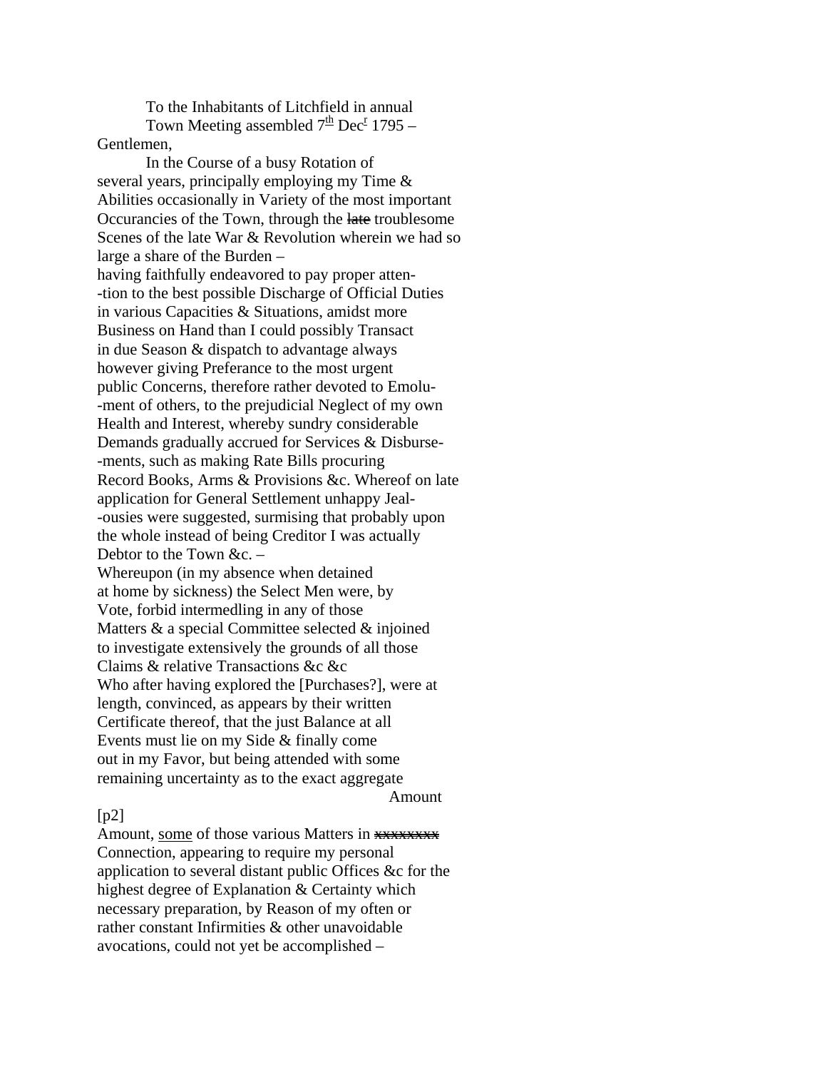To the Inhabitants of Litchfield in annual Town Meeting assembled 7th Decr 1795 –

Gentlemen,

In the Course of a busy Rotation of several years, principally employing my Time & Abilities occasionally in Variety of the most important Occurancies of the Town, through the ~~late~~ troublesome Scenes of the late War & Revolution wherein we had so large a share of the Burden –
having faithfully endeavored to pay proper atten-
-tion to the best possible Discharge of Official Duties in various Capacities & Situations, amidst more Business on Hand than I could possibly Transact in due Season & dispatch to advantage always however giving Preferance to the most urgent public Concerns, therefore rather devoted to Emolu-
-ment of others, to the prejudicial Neglect of my own Health and Interest, whereby sundry considerable Demands gradually accrued for Services & Disburse-
-ments, such as making Rate Bills procuring Record Books, Arms & Provisions &c. Whereof on late application for General Settlement unhappy Jeal-
-ousies were suggested, surmising that probably upon the whole instead of being Creditor I was actually Debtor to the Town &c. –
Whereupon (in my absence when detained at home by sickness) the Select Men were, by Vote, forbid intermedling in any of those Matters & a special Committee selected & injoined to investigate extensively the grounds of all those Claims & relative Transactions &c &c
Who after having explored the [Purchases?], were at length, convinced, as appears by their written Certificate thereof, that the just Balance at all Events must lie on my Side & finally come out in my Favor, but being attended with some remaining uncertainty as to the exact aggregate
Amount

[p2]

Amount, <u>some</u> of those various Matters in ~~xxxxxxxx~~ Connection, appearing to require my personal application to several distant public Offices &c for the highest degree of Explanation & Certainty which necessary preparation, by Reason of my often or rather constant Infirmities & other unavoidable avocations, could not yet be accomplished –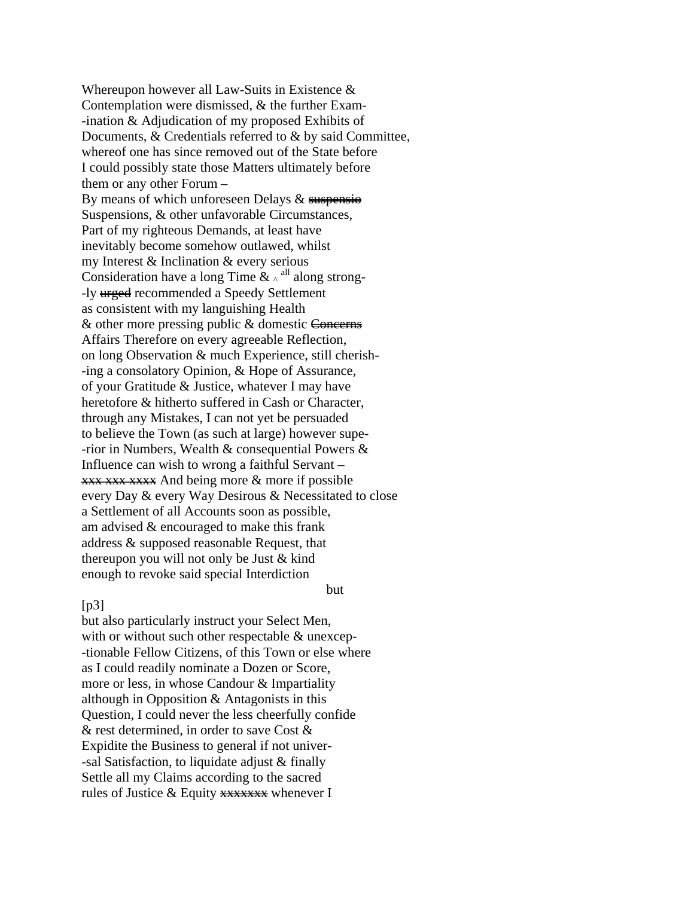Whereupon however all Law-Suits in Existence &
Contemplation were dismissed, & the further Exam-
-ination & Adjudication of my proposed Exhibits of
Documents, & Credentials referred to & by said Committee,
whereof one has since removed out of the State before
I could possibly state those Matters ultimately before
them or any other Forum –
By means of which unforeseen Delays & ~~suspensio~~
Suspensions, & other unfavorable Circumstances,
Part of my righteous Demands, at least have
inevitably become somehow outlawed, whilst
my Interest & Inclination & every serious
Consideration have a long Time & ^ all along strong-
-ly ~~urged~~ recommended a Speedy Settlement
as consistent with my languishing Health
& other more pressing public & domestic ~~Concerns~~
Affairs Therefore on every agreeable Reflection,
on long Observation & much Experience, still cherish-
-ing a consolatory Opinion, & Hope of Assurance,
of your Gratitude & Justice, whatever I may have
heretofore & hitherto suffered in Cash or Character,
through any Mistakes, I can not yet be persuaded
to believe the Town (as such at large) however supe-
-rior in Numbers, Wealth & consequential Powers &
Influence can wish to wrong a faithful Servant –
~~xxx xxx xxxx~~ And being more & more if possible
every Day & every Way Desirous & Necessitated to close
a Settlement of all Accounts soon as possible,
am advised & encouraged to make this frank
address & supposed reasonable Request, that
thereupon you will not only be Just & kind
enough to revoke said special Interdiction
but

[p3]
but also particularly instruct your Select Men,
with or without such other respectable & unexcep-
-tionable Fellow Citizens, of this Town or else where
as I could readily nominate a Dozen or Score,
more or less, in whose Candour & Impartiality
although in Opposition & Antagonists in this
Question, I could never the less cheerfully confide
& rest determined, in order to save Cost &
Expidite the Business to general if not univer-
-sal Satisfaction, to liquidate adjust & finally
Settle all my Claims according to the sacred
rules of Justice & Equity ~~xxxxxxx~~ whenever I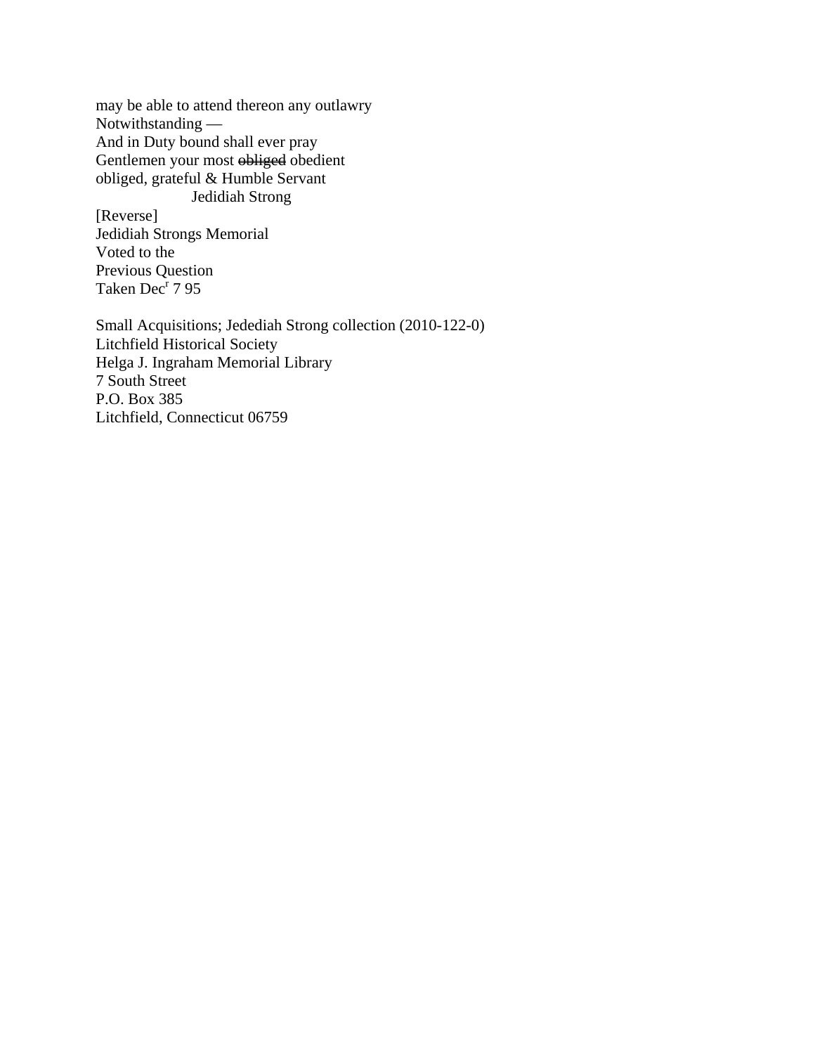may be able to attend thereon any outlawry
Notwithstanding —
And in Duty bound shall ever pray
Gentlemen your most ~~obliged~~ obedient
obliged, grateful & Humble Servant
Jedidiah Strong

[Reverse]
Jedidiah Strongs Memorial
Voted to the
Previous Question
Taken Dec[r] 7 95

Small Acquisitions; Jedediah Strong collection (2010-122-0)
Litchfield Historical Society
Helga J. Ingraham Memorial Library
7 South Street
P.O. Box 385
Litchfield, Connecticut 06759